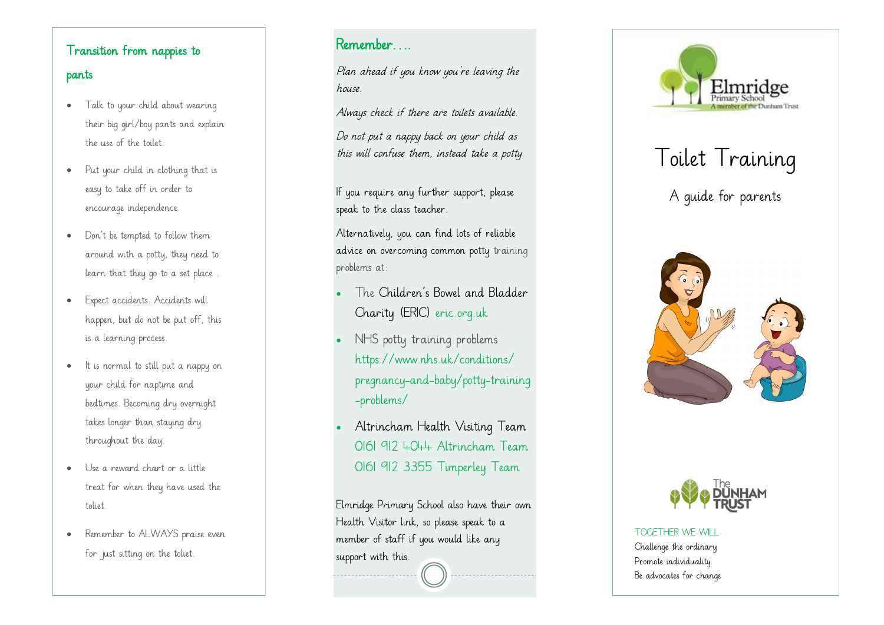## Transition from nappies to pants

- Talk to your child about wearing their big girl/boy pants and explain the use of the toilet.
- Put your child in clothing that is easy to take off in order to encourage independence.
- Don't be tempted to follow them around with a potty, they need to learn that they go to a set place .
- Expect accidents. Accidents will happen, but do not be put off, this is a learning process.
- It is normal to still put a nappy on your child for naptime and bedtimes. Becoming dry overnight takes longer than staying dry throughout the day.
- Use a reward chart or a little treat for when they have used the toliet.
- Remember to ALWAYS praise even for just sitting on the toliet.

## Remember….

*Plan ahead if you know you're leaving the house.*

*Always check if there are toilets available.*

*Do not put a nappy back on your child as this will confuse them, instead take a potty.*

If you require any further support, please speak to the class teacher.

Alternatively, you can find lots of reliable advice on overcoming common potty training problems at:

- The Children's Bowel and Bladder Charity (ERIC) eric.org.uk
- NHS potty training problems https://www.nhs.uk/conditions/pregnancy-and-baby/potty-training-problems/
- Altrincham Health Visiting Team 0161 912 4044 Altrincham Team 0161 912 3355 Timperley Team

Elmridge Primary School also have their own Health Visitor link, so please speak to a member of staff if you would like any support with this.

Elmridge Primary School
A member of the Dunham Trust

# Toilet Training

A guide for parents

The DUNHAM TRUST

TOGETHER WE WILL
Challenge the ordinary
Promote individuality
Be advocates for change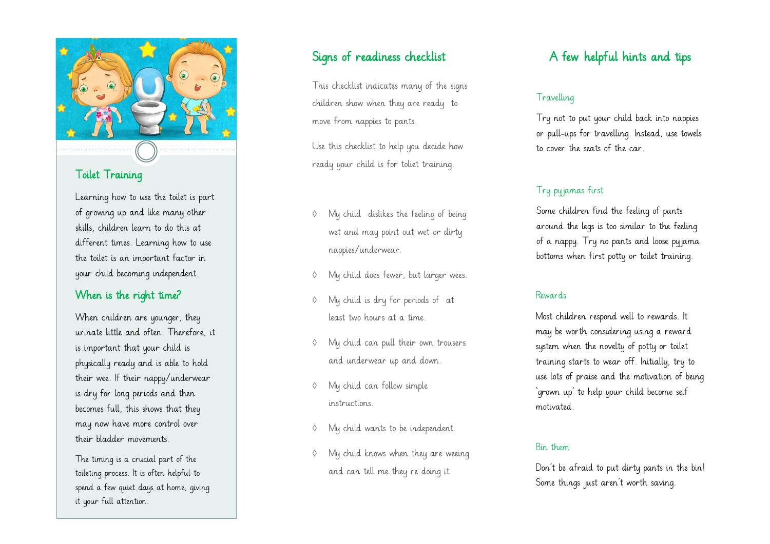## Toilet Training

Learning how to use the toilet is part of growing up and like many other skills, children learn to do this at different times. Learning how to use the toilet is an important factor in your child becoming independent.

## When is the right time?

When children are younger, they urinate little and often. Therefore, it is important that your child is physically ready and is able to hold their wee. If their nappy/underwear is dry for long periods and then becomes full, this shows that they may now have more control over their bladder movements.

The timing is a crucial part of the toileting process. It is often helpful to spend a few quiet days at home, giving it your full attention.

## Signs of readiness checklist

This checklist indicates many of the signs children show when they are ready to move from nappies to pants.

Use this checklist to help you decide how ready your child is for toliet training.

- My child dislikes the feeling of being wet and may point out wet or dirty nappies/underwear.
- My child does fewer, but larger wees.
- My child is dry for periods of at least two hours at a time.
- My child can pull their own trousers and underwear up and down.
- My child can follow simple instructions.
- My child wants to be independent.
- My child knows when they are weeing and can tell me they re doing it.

## A few helpful hints and tips

### Travelling

Try not to put your child back into nappies or pull-ups for travelling. Instead, use towels to cover the seats of the car.

### Try pyjamas first

Some children find the feeling of pants around the legs is too similar to the feeling of a nappy. Try no pants and loose pyjama bottoms when first potty or toilet training.

### Rewards

Most children respond well to rewards. It may be worth considering using a reward system when the novelty of potty or toilet training starts to wear off. Initially, try to use lots of praise and the motivation of being 'grown up' to help your child become self motivated.

### Bin them

Don't be afraid to put dirty pants in the bin! Some things just aren't worth saving.